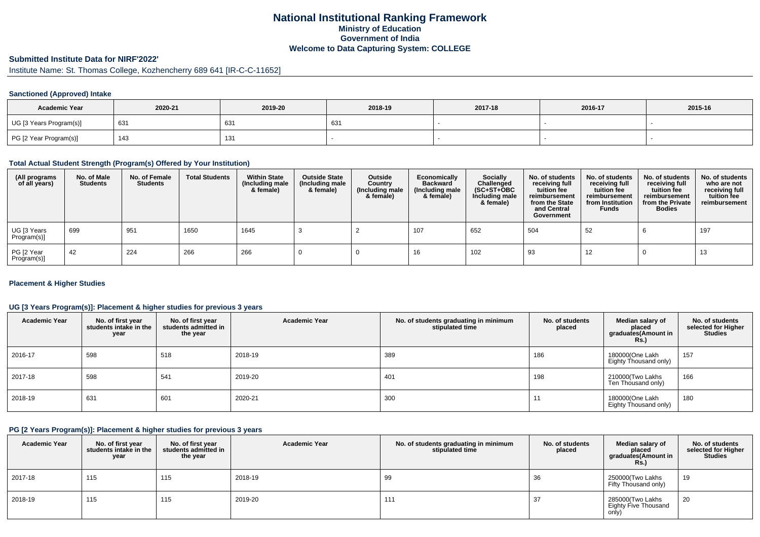# National Institutional Ranking Framework

## Ministry of Education

## Government of India

## Welcome to Data Capturing System: COLLEGE

### Submitted Institute Data for NIRF'2022'

Institute Name: St. Thomas College, Kozhencherry 689 641 [IR-C-C-11652]

#### Sanctioned (Approved) Intake

| Academic Year | 2020-21 | 2019-20 | 2018-19 | 2017-18 | 2016-17 | 2015-16 |
|---|---|---|---|---|---|---|
| UG [3 Years Program(s)] | 631 | 631 | 631 | - | - | - |
| PG [2 Year Program(s)] | 143 | 131 | - | - | - | - |

#### Total Actual Student Strength (Program(s) Offered by Your Institution)

| (All programs of all years) | No. of Male Students | No. of Female Students | Total Students | Within State (Including male & female) | Outside State (Including male & female) | Outside Country (Including male & female) | Economically Backward (Including male & female) | Socially Challenged (SC+ST+OBC Including male & female) | No. of students receiving full tuition fee reimbursement from the State and Central Government | No. of students receiving full tuition fee reimbursement from Institution Funds | No. of students receiving full tuition fee reimbursement from the Private Bodies | No. of students who are not receiving full tuition fee reimbursement |
|---|---|---|---|---|---|---|---|---|---|---|---|---|
| UG [3 Years Program(s)] | 699 | 951 | 1650 | 1645 | 3 | 2 | 107 | 652 | 504 | 52 | 6 | 197 |
| PG [2 Year Program(s)] | 42 | 224 | 266 | 266 | 0 | 0 | 16 | 102 | 93 | 12 | 0 | 13 |

#### Placement & Higher Studies

#### UG [3 Years Program(s)]: Placement & higher studies for previous 3 years

| Academic Year | No. of first year students intake in the year | No. of first year students admitted in the year | Academic Year | No. of students graduating in minimum stipulated time | No. of students placed | Median salary of placed graduates(Amount in Rs.) | No. of students selected for Higher Studies |
|---|---|---|---|---|---|---|---|
| 2016-17 | 598 | 518 | 2018-19 | 389 | 186 | 180000(One Lakh Eighty Thousand only) | 157 |
| 2017-18 | 598 | 541 | 2019-20 | 401 | 198 | 210000(Two Lakhs Ten Thousand only) | 166 |
| 2018-19 | 631 | 601 | 2020-21 | 300 | 11 | 180000(One Lakh Eighty Thousand only) | 180 |

#### PG [2 Years Program(s)]: Placement & higher studies for previous 3 years

| Academic Year | No. of first year students intake in the year | No. of first year students admitted in the year | Academic Year | No. of students graduating in minimum stipulated time | No. of students placed | Median salary of placed graduates(Amount in Rs.) | No. of students selected for Higher Studies |
|---|---|---|---|---|---|---|---|
| 2017-18 | 115 | 115 | 2018-19 | 99 | 36 | 250000(Two Lakhs Fifty Thousand only) | 19 |
| 2018-19 | 115 | 115 | 2019-20 | 111 | 37 | 285000(Two Lakhs Eighty Five Thousand only) | 20 |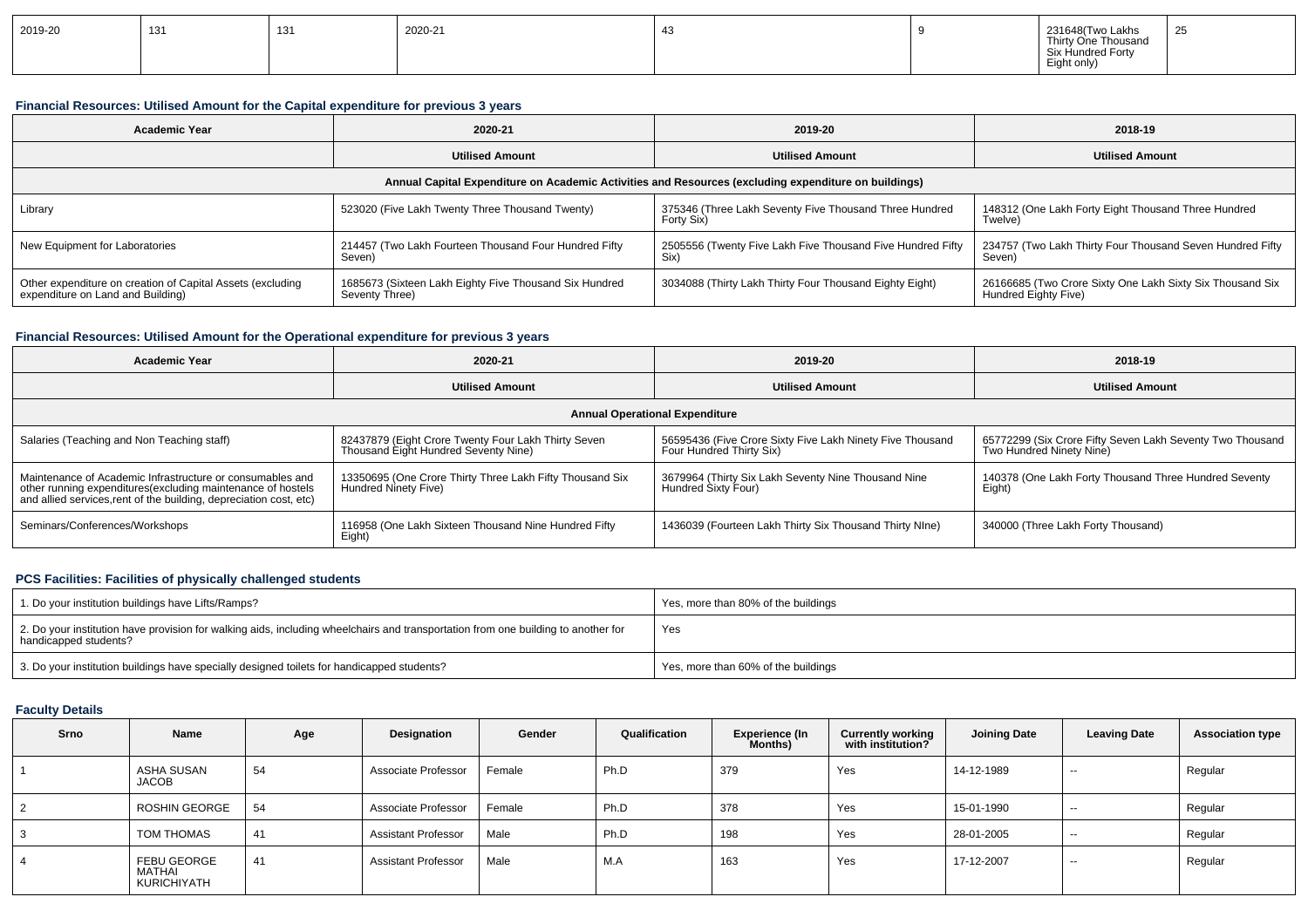| 2019-20 | 131 | 131 | 2020-21 | 43 | 9 | 231648(Two Lakhs Thirty One Thousand Six Hundred Forty Eight only) | 25 |
|---|---|---|---|---|---|---|---|

### Financial Resources: Utilised Amount for the Capital expenditure for previous 3 years

| Academic Year | 2020-21 | 2019-20 | 2018-19 |
|---|---|---|---|
| | Utilised Amount | Utilised Amount | Utilised Amount |
| Annual Capital Expenditure on Academic Activities and Resources (excluding expenditure on buildings) | | | |
| Library | 523020 (Five Lakh Twenty Three Thousand Twenty) | 375346 (Three Lakh Seventy Five Thousand Three Hundred Forty Six) | 148312 (One Lakh Forty Eight Thousand Three Hundred Twelve) |
| New Equipment for Laboratories | 214457 (Two Lakh Fourteen Thousand Four Hundred Fifty Seven) | 2505556 (Twenty Five Lakh Five Thousand Five Hundred Fifty Six) | 234757 (Two Lakh Thirty Four Thousand Seven Hundred Fifty Seven) |
| Other expenditure on creation of Capital Assets (excluding expenditure on Land and Building) | 1685673 (Sixteen Lakh Eighty Five Thousand Six Hundred Seventy Three) | 3034088 (Thirty Lakh Thirty Four Thousand Eighty Eight) | 26166685 (Two Crore Sixty One Lakh Sixty Six Thousand Six Hundred Eighty Five) |

### Financial Resources: Utilised Amount for the Operational expenditure for previous 3 years

| Academic Year | 2020-21 | 2019-20 | 2018-19 |
|---|---|---|---|
| | Utilised Amount | Utilised Amount | Utilised Amount |
| Annual Operational Expenditure | | | |
| Salaries (Teaching and Non Teaching staff) | 82437879 (Eight Crore Twenty Four Lakh Thirty Seven Thousand Eight Hundred Seventy Nine) | 56595436 (Five Crore Sixty Five Lakh Ninety Five Thousand Four Hundred Thirty Six) | 65772299 (Six Crore Fifty Seven Lakh Seventy Two Thousand Two Hundred Ninety Nine) |
| Maintenance of Academic Infrastructure or consumables and other running expenditures(excluding maintenance of hostels and allied services,rent of the building, depreciation cost, etc) | 13350695 (One Crore Thirty Three Lakh Fifty Thousand Six Hundred Ninety Five) | 3679964 (Thirty Six Lakh Seventy Nine Thousand Nine Hundred Sixty Four) | 140378 (One Lakh Forty Thousand Three Hundred Seventy Eight) |
| Seminars/Conferences/Workshops | 116958 (One Lakh Sixteen Thousand Nine Hundred Fifty Eight) | 1436039 (Fourteen Lakh Thirty Six Thousand Thirty NIne) | 340000 (Three Lakh Forty Thousand) |

### PCS Facilities: Facilities of physically challenged students

| | |
|---|---|
| 1. Do your institution buildings have Lifts/Ramps? | Yes, more than 80% of the buildings |
| 2. Do your institution have provision for walking aids, including wheelchairs and transportation from one building to another for handicapped students? | Yes |
| 3. Do your institution buildings have specially designed toilets for handicapped students? | Yes, more than 60% of the buildings |

### Faculty Details

| Srno | Name | Age | Designation | Gender | Qualification | Experience (In Months) | Currently working with institution? | Joining Date | Leaving Date | Association type |
|---|---|---|---|---|---|---|---|---|---|---|
| 1 | ASHA SUSAN JACOB | 54 | Associate Professor | Female | Ph.D | 379 | Yes | 14-12-1989 | -- | Regular |
| 2 | ROSHIN GEORGE | 54 | Associate Professor | Female | Ph.D | 378 | Yes | 15-01-1990 | -- | Regular |
| 3 | TOM THOMAS | 41 | Assistant Professor | Male | Ph.D | 198 | Yes | 28-01-2005 | -- | Regular |
| 4 | FEBU GEORGE MATHAI KURICHIYATH | 41 | Assistant Professor | Male | M.A | 163 | Yes | 17-12-2007 | -- | Regular |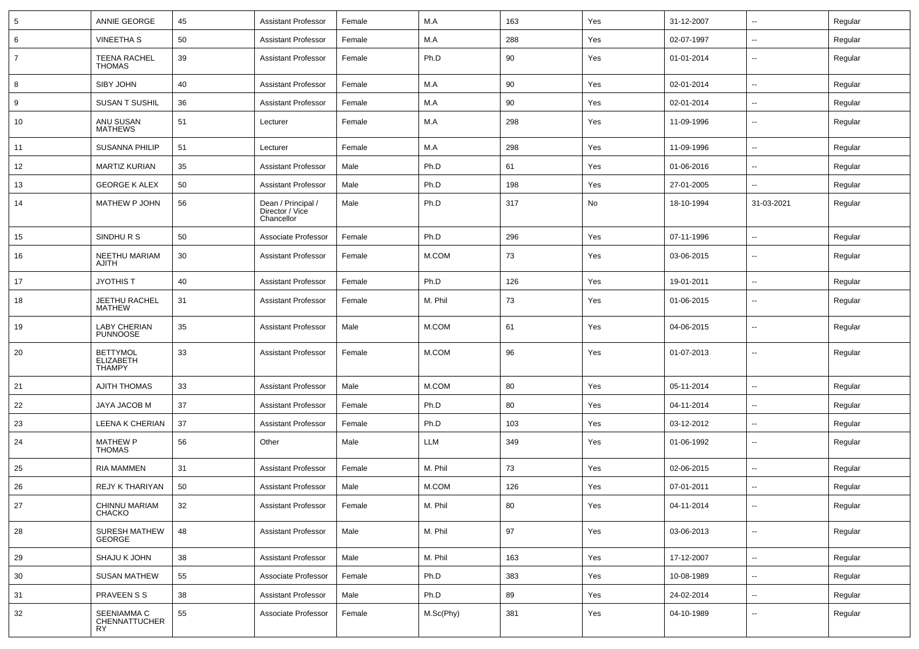| 5 | ANNIE GEORGE | 45 | Assistant Professor | Female | M.A | 163 | Yes | 31-12-2007 | -- | Regular |
|---|---|---|---|---|---|---|---|---|---|---|
| 6 | VINEETHA S | 50 | Assistant Professor | Female | M.A | 288 | Yes | 02-07-1997 | -- | Regular |
| 7 | TEENA RACHEL THOMAS | 39 | Assistant Professor | Female | Ph.D | 90 | Yes | 01-01-2014 | -- | Regular |
| 8 | SIBY JOHN | 40 | Assistant Professor | Female | M.A | 90 | Yes | 02-01-2014 | -- | Regular |
| 9 | SUSAN T SUSHIL | 36 | Assistant Professor | Female | M.A | 90 | Yes | 02-01-2014 | -- | Regular |
| 10 | ANU SUSAN MATHEWS | 51 | Lecturer | Female | M.A | 298 | Yes | 11-09-1996 | -- | Regular |
| 11 | SUSANNA PHILIP | 51 | Lecturer | Female | M.A | 298 | Yes | 11-09-1996 | -- | Regular |
| 12 | MARTIZ KURIAN | 35 | Assistant Professor | Male | Ph.D | 61 | Yes | 01-06-2016 | -- | Regular |
| 13 | GEORGE K ALEX | 50 | Assistant Professor | Male | Ph.D | 198 | Yes | 27-01-2005 | -- | Regular |
| 14 | MATHEW P JOHN | 56 | Dean / Principal / Director / Vice Chancellor | Male | Ph.D | 317 | No | 18-10-1994 | 31-03-2021 | Regular |
| 15 | SINDHU R S | 50 | Associate Professor | Female | Ph.D | 296 | Yes | 07-11-1996 | -- | Regular |
| 16 | NEETHU MARIAM AJITH | 30 | Assistant Professor | Female | M.COM | 73 | Yes | 03-06-2015 | -- | Regular |
| 17 | JYOTHIS T | 40 | Assistant Professor | Female | Ph.D | 126 | Yes | 19-01-2011 | -- | Regular |
| 18 | JEETHU RACHEL MATHEW | 31 | Assistant Professor | Female | M. Phil | 73 | Yes | 01-06-2015 | -- | Regular |
| 19 | LABY CHERIAN PUNNOOSE | 35 | Assistant Professor | Male | M.COM | 61 | Yes | 04-06-2015 | -- | Regular |
| 20 | BETTYMOL ELIZABETH THAMPY | 33 | Assistant Professor | Female | M.COM | 96 | Yes | 01-07-2013 | -- | Regular |
| 21 | AJITH THOMAS | 33 | Assistant Professor | Male | M.COM | 80 | Yes | 05-11-2014 | -- | Regular |
| 22 | JAYA JACOB M | 37 | Assistant Professor | Female | Ph.D | 80 | Yes | 04-11-2014 | -- | Regular |
| 23 | LEENA K CHERIAN | 37 | Assistant Professor | Female | Ph.D | 103 | Yes | 03-12-2012 | -- | Regular |
| 24 | MATHEW P THOMAS | 56 | Other | Male | LLM | 349 | Yes | 01-06-1992 | -- | Regular |
| 25 | RIA MAMMEN | 31 | Assistant Professor | Female | M. Phil | 73 | Yes | 02-06-2015 | -- | Regular |
| 26 | REJY K THARIYAN | 50 | Assistant Professor | Male | M.COM | 126 | Yes | 07-01-2011 | -- | Regular |
| 27 | CHINNU MARIAM CHACKO | 32 | Assistant Professor | Female | M. Phil | 80 | Yes | 04-11-2014 | -- | Regular |
| 28 | SURESH MATHEW GEORGE | 48 | Assistant Professor | Male | M. Phil | 97 | Yes | 03-06-2013 | -- | Regular |
| 29 | SHAJU K JOHN | 38 | Assistant Professor | Male | M. Phil | 163 | Yes | 17-12-2007 | -- | Regular |
| 30 | SUSAN MATHEW | 55 | Associate Professor | Female | Ph.D | 383 | Yes | 10-08-1989 | -- | Regular |
| 31 | PRAVEEN S S | 38 | Assistant Professor | Male | Ph.D | 89 | Yes | 24-02-2014 | -- | Regular |
| 32 | SEENIAMMA C CHENNATTUCHERRY | 55 | Associate Professor | Female | M.Sc(Phy) | 381 | Yes | 04-10-1989 | -- | Regular |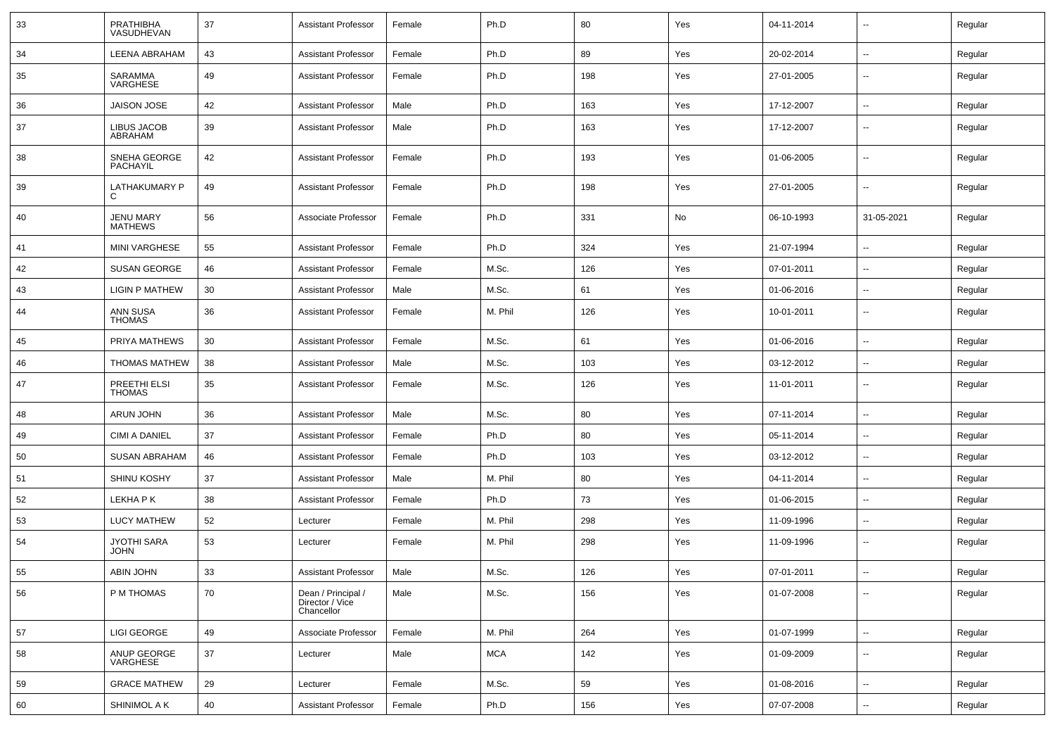| 33 | PRATHIBHA VASUDHEVAN | 37 | Assistant Professor | Female | Ph.D | 80 | Yes | 04-11-2014 | -- | Regular |
|---|---|---|---|---|---|---|---|---|---|---|
| 34 | LEENA ABRAHAM | 43 | Assistant Professor | Female | Ph.D | 89 | Yes | 20-02-2014 | -- | Regular |
| 35 | SARAMMA VARGHESE | 49 | Assistant Professor | Female | Ph.D | 198 | Yes | 27-01-2005 | -- | Regular |
| 36 | JAISON JOSE | 42 | Assistant Professor | Male | Ph.D | 163 | Yes | 17-12-2007 | -- | Regular |
| 37 | LIBUS JACOB ABRAHAM | 39 | Assistant Professor | Male | Ph.D | 163 | Yes | 17-12-2007 | -- | Regular |
| 38 | SNEHA GEORGE PACHAYIL | 42 | Assistant Professor | Female | Ph.D | 193 | Yes | 01-06-2005 | -- | Regular |
| 39 | LATHAKUMARY P C | 49 | Assistant Professor | Female | Ph.D | 198 | Yes | 27-01-2005 | -- | Regular |
| 40 | JENU MARY MATHEWS | 56 | Associate Professor | Female | Ph.D | 331 | No | 06-10-1993 | 31-05-2021 | Regular |
| 41 | MINI VARGHESE | 55 | Assistant Professor | Female | Ph.D | 324 | Yes | 21-07-1994 | -- | Regular |
| 42 | SUSAN GEORGE | 46 | Assistant Professor | Female | M.Sc. | 126 | Yes | 07-01-2011 | -- | Regular |
| 43 | LIGIN P MATHEW | 30 | Assistant Professor | Male | M.Sc. | 61 | Yes | 01-06-2016 | -- | Regular |
| 44 | ANN SUSA THOMAS | 36 | Assistant Professor | Female | M. Phil | 126 | Yes | 10-01-2011 | -- | Regular |
| 45 | PRIYA MATHEWS | 30 | Assistant Professor | Female | M.Sc. | 61 | Yes | 01-06-2016 | -- | Regular |
| 46 | THOMAS MATHEW | 38 | Assistant Professor | Male | M.Sc. | 103 | Yes | 03-12-2012 | -- | Regular |
| 47 | PREETHI ELSI THOMAS | 35 | Assistant Professor | Female | M.Sc. | 126 | Yes | 11-01-2011 | -- | Regular |
| 48 | ARUN JOHN | 36 | Assistant Professor | Male | M.Sc. | 80 | Yes | 07-11-2014 | -- | Regular |
| 49 | CIMI A DANIEL | 37 | Assistant Professor | Female | Ph.D | 80 | Yes | 05-11-2014 | -- | Regular |
| 50 | SUSAN ABRAHAM | 46 | Assistant Professor | Female | Ph.D | 103 | Yes | 03-12-2012 | -- | Regular |
| 51 | SHINU KOSHY | 37 | Assistant Professor | Male | M. Phil | 80 | Yes | 04-11-2014 | -- | Regular |
| 52 | LEKHA P K | 38 | Assistant Professor | Female | Ph.D | 73 | Yes | 01-06-2015 | -- | Regular |
| 53 | LUCY MATHEW | 52 | Lecturer | Female | M. Phil | 298 | Yes | 11-09-1996 | -- | Regular |
| 54 | JYOTHI SARA JOHN | 53 | Lecturer | Female | M. Phil | 298 | Yes | 11-09-1996 | -- | Regular |
| 55 | ABIN JOHN | 33 | Assistant Professor | Male | M.Sc. | 126 | Yes | 07-01-2011 | -- | Regular |
| 56 | P M THOMAS | 70 | Dean / Principal / Director / Vice Chancellor | Male | M.Sc. | 156 | Yes | 01-07-2008 | -- | Regular |
| 57 | LIGI GEORGE | 49 | Associate Professor | Female | M. Phil | 264 | Yes | 01-07-1999 | -- | Regular |
| 58 | ANUP GEORGE VARGHESE | 37 | Lecturer | Male | MCA | 142 | Yes | 01-09-2009 | -- | Regular |
| 59 | GRACE MATHEW | 29 | Lecturer | Female | M.Sc. | 59 | Yes | 01-08-2016 | -- | Regular |
| 60 | SHINIMOL A K | 40 | Assistant Professor | Female | Ph.D | 156 | Yes | 07-07-2008 | -- | Regular |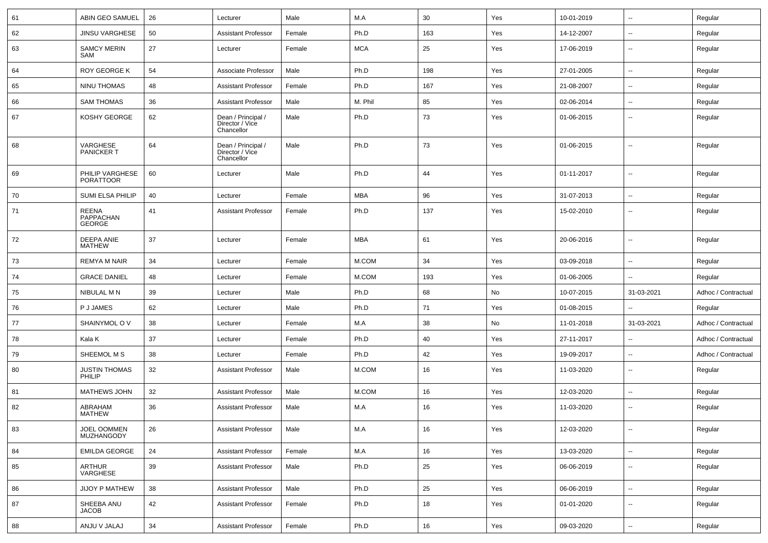| 61 | ABIN GEO SAMUEL | 26 | Lecturer | Male | M.A | 30 | Yes | 10-01-2019 | -- | Regular |
|---|---|---|---|---|---|---|---|---|---|---|
| 62 | JINSU VARGHESE | 50 | Assistant Professor | Female | Ph.D | 163 | Yes | 14-12-2007 | -- | Regular |
| 63 | SAMCY MERIN SAM | 27 | Lecturer | Female | MCA | 25 | Yes | 17-06-2019 | -- | Regular |
| 64 | ROY GEORGE K | 54 | Associate Professor | Male | Ph.D | 198 | Yes | 27-01-2005 | -- | Regular |
| 65 | NINU THOMAS | 48 | Assistant Professor | Female | Ph.D | 167 | Yes | 21-08-2007 | -- | Regular |
| 66 | SAM THOMAS | 36 | Assistant Professor | Male | M. Phil | 85 | Yes | 02-06-2014 | -- | Regular |
| 67 | KOSHY GEORGE | 62 | Dean / Principal / Director / Vice Chancellor | Male | Ph.D | 73 | Yes | 01-06-2015 | -- | Regular |
| 68 | VARGHESE PANICKER T | 64 | Dean / Principal / Director / Vice Chancellor | Male | Ph.D | 73 | Yes | 01-06-2015 | -- | Regular |
| 69 | PHILIP VARGHESE PORATTOOR | 60 | Lecturer | Male | Ph.D | 44 | Yes | 01-11-2017 | -- | Regular |
| 70 | SUMI ELSA PHILIP | 40 | Lecturer | Female | MBA | 96 | Yes | 31-07-2013 | -- | Regular |
| 71 | REENA PAPPACHAN GEORGE | 41 | Assistant Professor | Female | Ph.D | 137 | Yes | 15-02-2010 | -- | Regular |
| 72 | DEEPA ANIE MATHEW | 37 | Lecturer | Female | MBA | 61 | Yes | 20-06-2016 | -- | Regular |
| 73 | REMYA M NAIR | 34 | Lecturer | Female | M.COM | 34 | Yes | 03-09-2018 | -- | Regular |
| 74 | GRACE DANIEL | 48 | Lecturer | Female | M.COM | 193 | Yes | 01-06-2005 | -- | Regular |
| 75 | NIBULAL M N | 39 | Lecturer | Male | Ph.D | 68 | No | 10-07-2015 | 31-03-2021 | Adhoc / Contractual |
| 76 | P J JAMES | 62 | Lecturer | Male | Ph.D | 71 | Yes | 01-08-2015 | -- | Regular |
| 77 | SHAINYMOL O V | 38 | Lecturer | Female | M.A | 38 | No | 11-01-2018 | 31-03-2021 | Adhoc / Contractual |
| 78 | Kala K | 37 | Lecturer | Female | Ph.D | 40 | Yes | 27-11-2017 | -- | Adhoc / Contractual |
| 79 | SHEEMOL M S | 38 | Lecturer | Female | Ph.D | 42 | Yes | 19-09-2017 | -- | Adhoc / Contractual |
| 80 | JUSTIN THOMAS PHILIP | 32 | Assistant Professor | Male | M.COM | 16 | Yes | 11-03-2020 | -- | Regular |
| 81 | MATHEWS JOHN | 32 | Assistant Professor | Male | M.COM | 16 | Yes | 12-03-2020 | -- | Regular |
| 82 | ABRAHAM MATHEW | 36 | Assistant Professor | Male | M.A | 16 | Yes | 11-03-2020 | -- | Regular |
| 83 | JOEL OOMMEN MUZHANGODY | 26 | Assistant Professor | Male | M.A | 16 | Yes | 12-03-2020 | -- | Regular |
| 84 | EMILDA GEORGE | 24 | Assistant Professor | Female | M.A | 16 | Yes | 13-03-2020 | -- | Regular |
| 85 | ARTHUR VARGHESE | 39 | Assistant Professor | Male | Ph.D | 25 | Yes | 06-06-2019 | -- | Regular |
| 86 | JIJOY P MATHEW | 38 | Assistant Professor | Male | Ph.D | 25 | Yes | 06-06-2019 | -- | Regular |
| 87 | SHEEBA ANU JACOB | 42 | Assistant Professor | Female | Ph.D | 18 | Yes | 01-01-2020 | -- | Regular |
| 88 | ANJU V JALAJ | 34 | Assistant Professor | Female | Ph.D | 16 | Yes | 09-03-2020 | -- | Regular |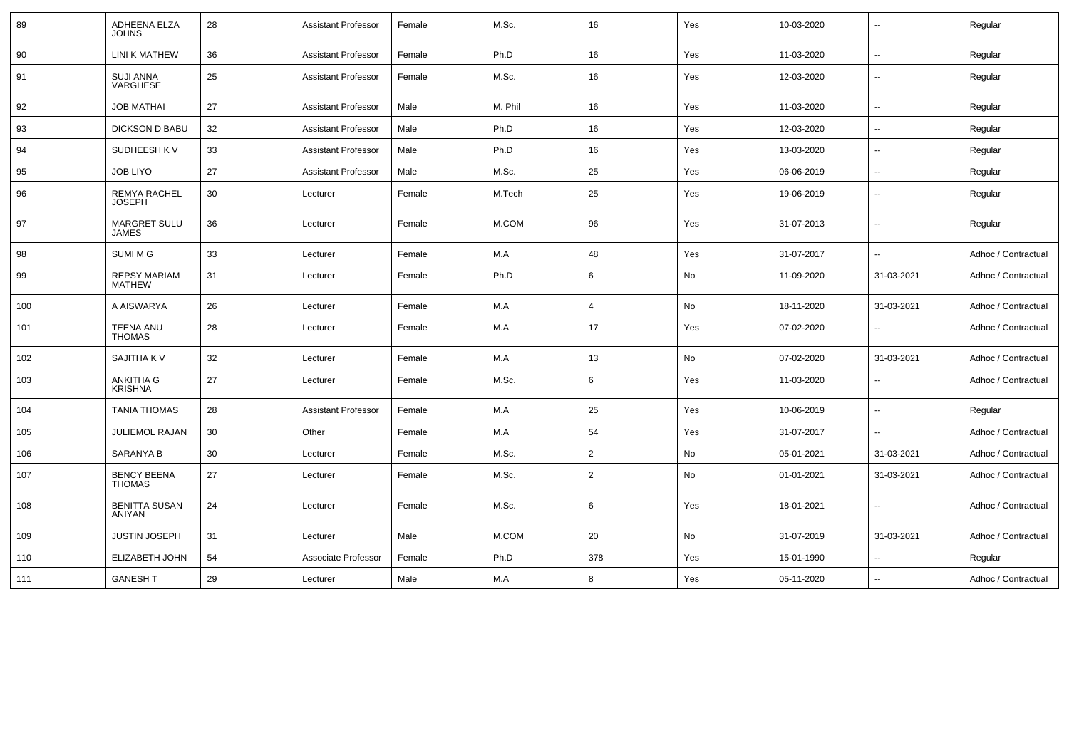| | | | | | | | | | | |
|---|---|---|---|---|---|---|---|---|---|---|
| 89 | ADHEENA ELZA JOHNS | 28 | Assistant Professor | Female | M.Sc. | 16 | Yes | 10-03-2020 | -- | Regular |
| 90 | LINI K MATHEW | 36 | Assistant Professor | Female | Ph.D | 16 | Yes | 11-03-2020 | -- | Regular |
| 91 | SUJI ANNA VARGHESE | 25 | Assistant Professor | Female | M.Sc. | 16 | Yes | 12-03-2020 | -- | Regular |
| 92 | JOB MATHAI | 27 | Assistant Professor | Male | M. Phil | 16 | Yes | 11-03-2020 | -- | Regular |
| 93 | DICKSON D BABU | 32 | Assistant Professor | Male | Ph.D | 16 | Yes | 12-03-2020 | -- | Regular |
| 94 | SUDHEESH K V | 33 | Assistant Professor | Male | Ph.D | 16 | Yes | 13-03-2020 | -- | Regular |
| 95 | JOB LIYO | 27 | Assistant Professor | Male | M.Sc. | 25 | Yes | 06-06-2019 | -- | Regular |
| 96 | REMYA RACHEL JOSEPH | 30 | Lecturer | Female | M.Tech | 25 | Yes | 19-06-2019 | -- | Regular |
| 97 | MARGRET SULU JAMES | 36 | Lecturer | Female | M.COM | 96 | Yes | 31-07-2013 | -- | Regular |
| 98 | SUMI M G | 33 | Lecturer | Female | M.A | 48 | Yes | 31-07-2017 | -- | Adhoc / Contractual |
| 99 | REPSY MARIAM MATHEW | 31 | Lecturer | Female | Ph.D | 6 | No | 11-09-2020 | 31-03-2021 | Adhoc / Contractual |
| 100 | A AISWARYA | 26 | Lecturer | Female | M.A | 4 | No | 18-11-2020 | 31-03-2021 | Adhoc / Contractual |
| 101 | TEENA ANU THOMAS | 28 | Lecturer | Female | M.A | 17 | Yes | 07-02-2020 | -- | Adhoc / Contractual |
| 102 | SAJITHA K V | 32 | Lecturer | Female | M.A | 13 | No | 07-02-2020 | 31-03-2021 | Adhoc / Contractual |
| 103 | ANKITHA G KRISHNA | 27 | Lecturer | Female | M.Sc. | 6 | Yes | 11-03-2020 | -- | Adhoc / Contractual |
| 104 | TANIA THOMAS | 28 | Assistant Professor | Female | M.A | 25 | Yes | 10-06-2019 | -- | Regular |
| 105 | JULIEMOL RAJAN | 30 | Other | Female | M.A | 54 | Yes | 31-07-2017 | -- | Adhoc / Contractual |
| 106 | SARANYA B | 30 | Lecturer | Female | M.Sc. | 2 | No | 05-01-2021 | 31-03-2021 | Adhoc / Contractual |
| 107 | BENCY BEENA THOMAS | 27 | Lecturer | Female | M.Sc. | 2 | No | 01-01-2021 | 31-03-2021 | Adhoc / Contractual |
| 108 | BENITTA SUSAN ANIYAN | 24 | Lecturer | Female | M.Sc. | 6 | Yes | 18-01-2021 | -- | Adhoc / Contractual |
| 109 | JUSTIN JOSEPH | 31 | Lecturer | Male | M.COM | 20 | No | 31-07-2019 | 31-03-2021 | Adhoc / Contractual |
| 110 | ELIZABETH JOHN | 54 | Associate Professor | Female | Ph.D | 378 | Yes | 15-01-1990 | -- | Regular |
| 111 | GANESH T | 29 | Lecturer | Male | M.A | 8 | Yes | 05-11-2020 | -- | Adhoc / Contractual |